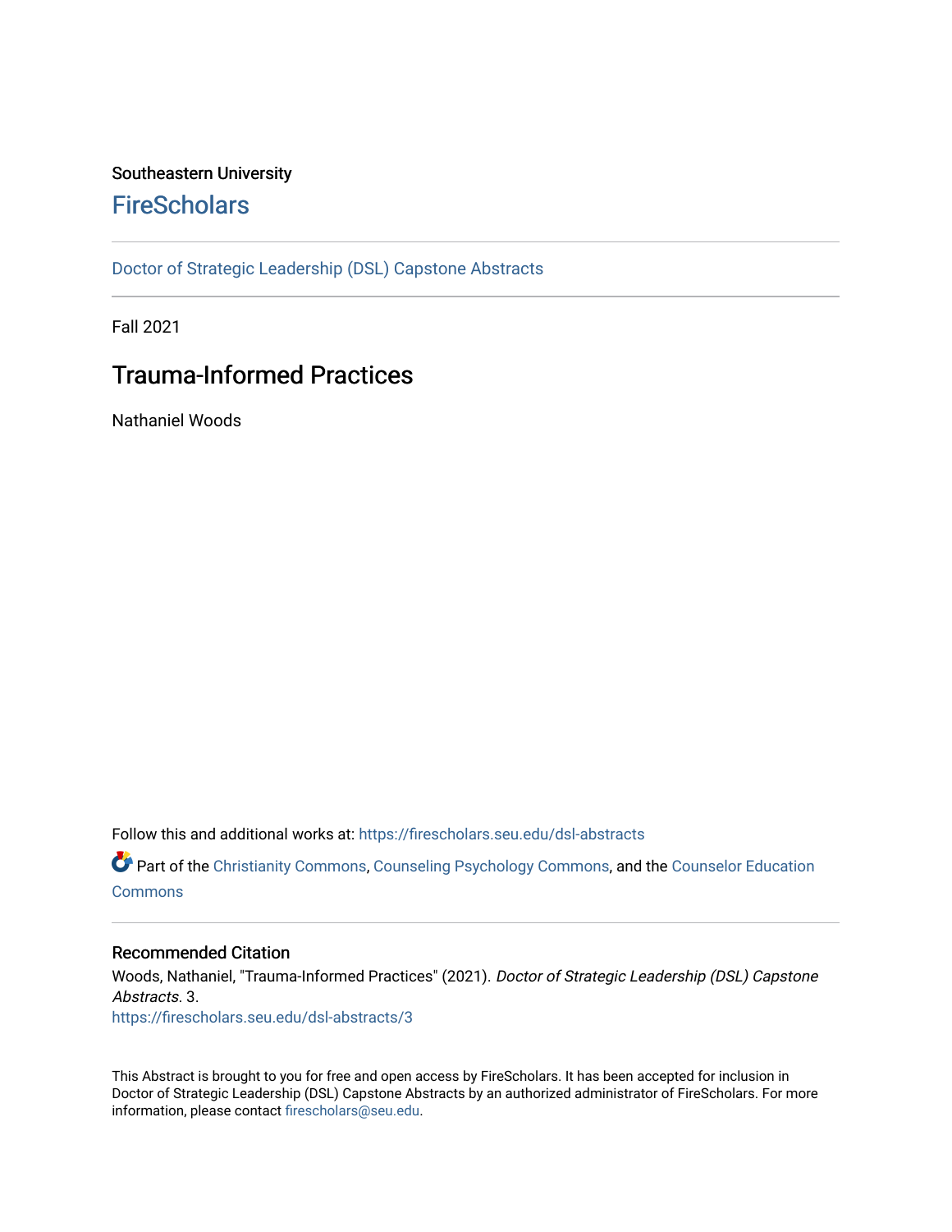Southeastern University

# FireScholars

Doctor of Strategic Leadership (DSL) Capstone Abstracts

Fall 2021

## Trauma-Informed Practices

Nathaniel Woods

Follow this and additional works at: https://firescholars.seu.edu/dsl-abstracts

Part of the Christianity Commons, Counseling Psychology Commons, and the Counselor Education Commons

### Recommended Citation

Woods, Nathaniel, "Trauma-Informed Practices" (2021). *Doctor of Strategic Leadership (DSL) Capstone Abstracts*. 3.
https://firescholars.seu.edu/dsl-abstracts/3

This Abstract is brought to you for free and open access by FireScholars. It has been accepted for inclusion in Doctor of Strategic Leadership (DSL) Capstone Abstracts by an authorized administrator of FireScholars. For more information, please contact firescholars@seu.edu.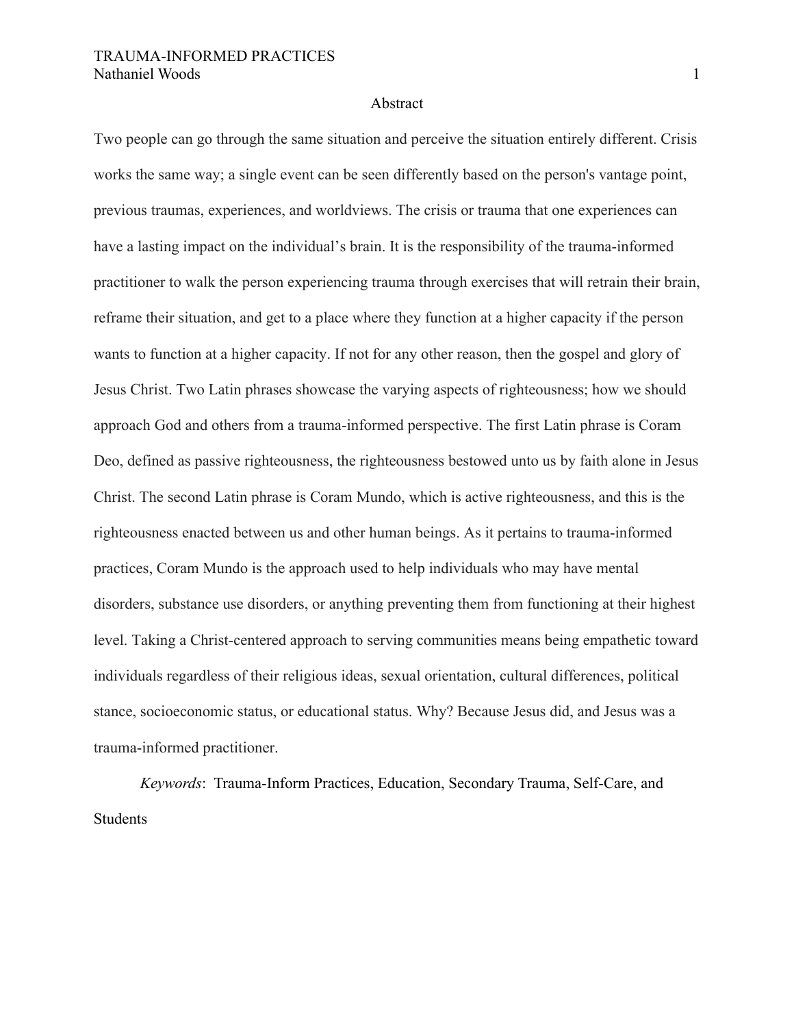## Abstract

Two people can go through the same situation and perceive the situation entirely different. Crisis works the same way; a single event can be seen differently based on the person's vantage point, previous traumas, experiences, and worldviews. The crisis or trauma that one experiences can have a lasting impact on the individual's brain. It is the responsibility of the trauma-informed practitioner to walk the person experiencing trauma through exercises that will retrain their brain, reframe their situation, and get to a place where they function at a higher capacity if the person wants to function at a higher capacity. If not for any other reason, then the gospel and glory of Jesus Christ. Two Latin phrases showcase the varying aspects of righteousness; how we should approach God and others from a trauma-informed perspective. The first Latin phrase is Coram Deo, defined as passive righteousness, the righteousness bestowed unto us by faith alone in Jesus Christ. The second Latin phrase is Coram Mundo, which is active righteousness, and this is the righteousness enacted between us and other human beings. As it pertains to trauma-informed practices, Coram Mundo is the approach used to help individuals who may have mental disorders, substance use disorders, or anything preventing them from functioning at their highest level. Taking a Christ-centered approach to serving communities means being empathetic toward individuals regardless of their religious ideas, sexual orientation, cultural differences, political stance, socioeconomic status, or educational status. Why? Because Jesus did, and Jesus was a trauma-informed practitioner.

*Keywords*: Trauma-Inform Practices, Education, Secondary Trauma, Self-Care, and Students